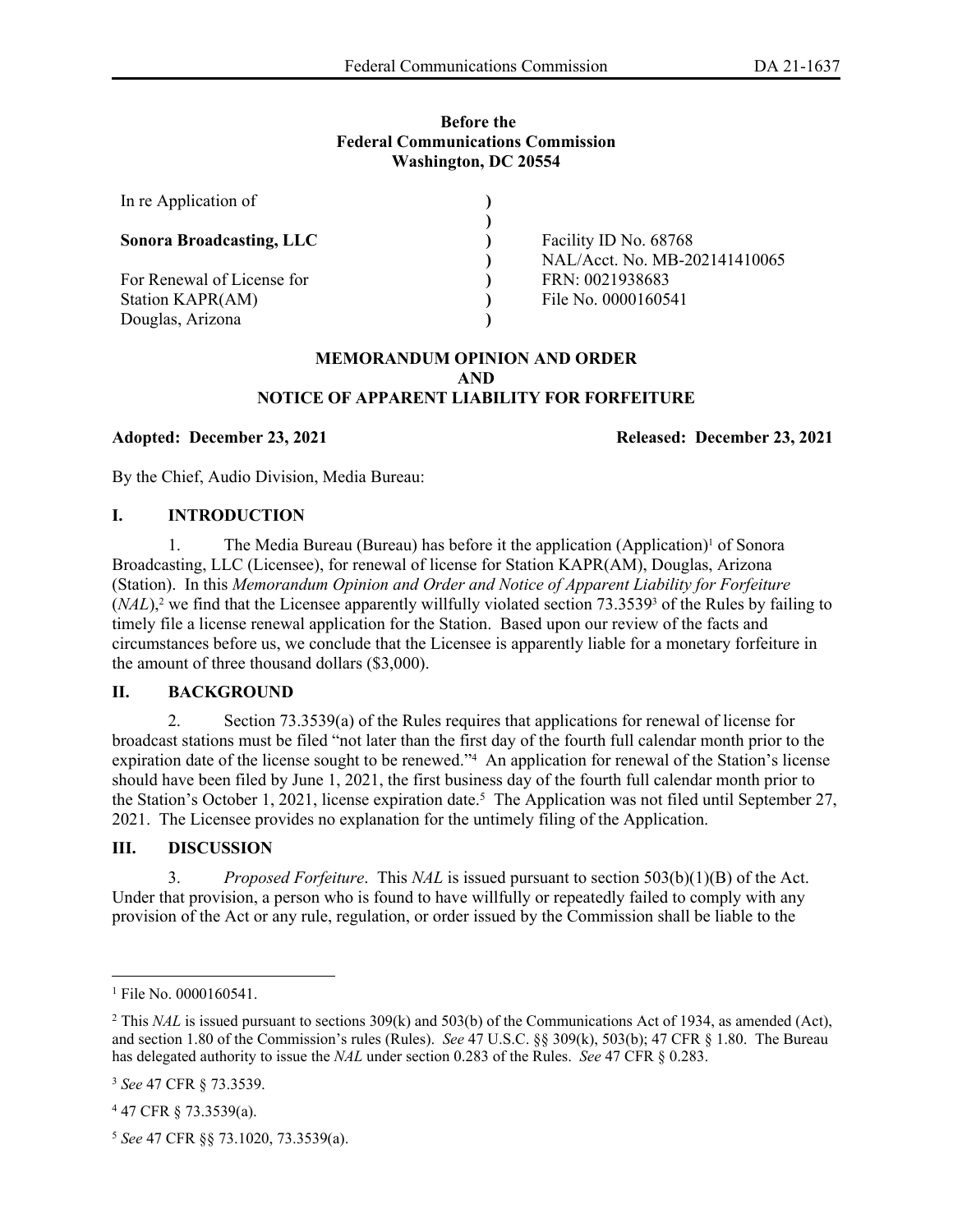**Before the**
**Federal Communications Commission**
**Washington, DC 20554**

| | | |
|---|---|---|
| In re Application of | ) | |
| | ) | |
| **Sonora Broadcasting, LLC** | ) | Facility ID No. 68768 |
| | ) | NAL/Acct. No. MB-202141410065 |
| For Renewal of License for | ) | FRN: 0021938683 |
| Station KAPR(AM) | ) | File No. 0000160541 |
| Douglas, Arizona | ) | |

**MEMORANDUM OPINION AND ORDER**
**AND**
**NOTICE OF APPARENT LIABILITY FOR FORFEITURE**

**Adopted: December 23, 2021** **Released: December 23, 2021**

By the Chief, Audio Division, Media Bureau:

## I. INTRODUCTION

1. The Media Bureau (Bureau) has before it the application (Application)[1] of Sonora Broadcasting, LLC (Licensee), for renewal of license for Station KAPR(AM), Douglas, Arizona (Station). In this *Memorandum Opinion and Order and Notice of Apparent Liability for Forfeiture* (*NAL*),[2] we find that the Licensee apparently willfully violated section 73.3539[3] of the Rules by failing to timely file a license renewal application for the Station. Based upon our review of the facts and circumstances before us, we conclude that the Licensee is apparently liable for a monetary forfeiture in the amount of three thousand dollars ($3,000).

## II. BACKGROUND

2. Section 73.3539(a) of the Rules requires that applications for renewal of license for broadcast stations must be filed "not later than the first day of the fourth full calendar month prior to the expiration date of the license sought to be renewed."[4] An application for renewal of the Station's license should have been filed by June 1, 2021, the first business day of the fourth full calendar month prior to the Station's October 1, 2021, license expiration date.[5] The Application was not filed until September 27, 2021. The Licensee provides no explanation for the untimely filing of the Application.

## III. DISCUSSION

3. *Proposed Forfeiture*. This *NAL* is issued pursuant to section 503(b)(1)(B) of the Act. Under that provision, a person who is found to have willfully or repeatedly failed to comply with any provision of the Act or any rule, regulation, or order issued by the Commission shall be liable to the

---

[1] File No. 0000160541.

[2] This *NAL* is issued pursuant to sections 309(k) and 503(b) of the Communications Act of 1934, as amended (Act), and section 1.80 of the Commission's rules (Rules). *See* 47 U.S.C. §§ 309(k), 503(b); 47 CFR § 1.80. The Bureau has delegated authority to issue the *NAL* under section 0.283 of the Rules. *See* 47 CFR § 0.283.

[3] *See* 47 CFR § 73.3539.

[4] 47 CFR § 73.3539(a).

[5] *See* 47 CFR §§ 73.1020, 73.3539(a).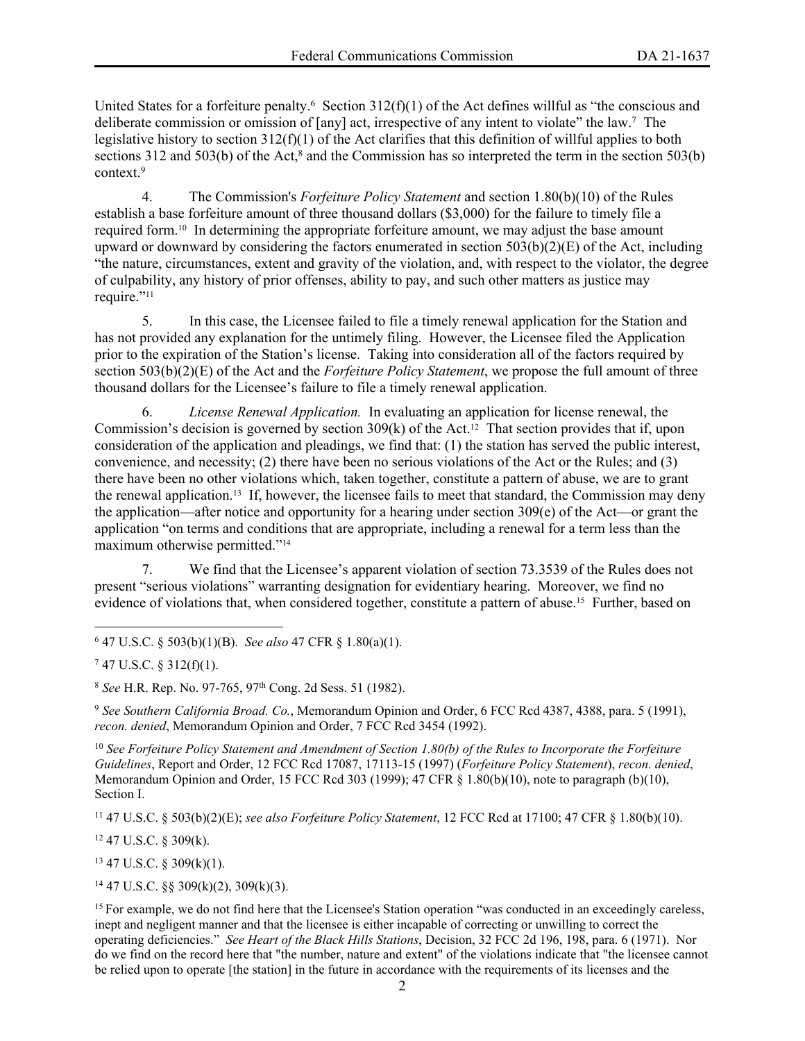United States for a forfeiture penalty.[6] Section 312(f)(1) of the Act defines willful as "the conscious and deliberate commission or omission of [any] act, irrespective of any intent to violate" the law.[7] The legislative history to section 312(f)(1) of the Act clarifies that this definition of willful applies to both sections 312 and 503(b) of the Act,[8] and the Commission has so interpreted the term in the section 503(b) context.[9]

4. The Commission's *Forfeiture Policy Statement* and section 1.80(b)(10) of the Rules establish a base forfeiture amount of three thousand dollars ($3,000) for the failure to timely file a required form.[10] In determining the appropriate forfeiture amount, we may adjust the base amount upward or downward by considering the factors enumerated in section 503(b)(2)(E) of the Act, including "the nature, circumstances, extent and gravity of the violation, and, with respect to the violator, the degree of culpability, any history of prior offenses, ability to pay, and such other matters as justice may require."[11]

5. In this case, the Licensee failed to file a timely renewal application for the Station and has not provided any explanation for the untimely filing. However, the Licensee filed the Application prior to the expiration of the Station's license. Taking into consideration all of the factors required by section 503(b)(2)(E) of the Act and the *Forfeiture Policy Statement*, we propose the full amount of three thousand dollars for the Licensee's failure to file a timely renewal application.

6. *License Renewal Application.* In evaluating an application for license renewal, the Commission's decision is governed by section 309(k) of the Act.[12] That section provides that if, upon consideration of the application and pleadings, we find that: (1) the station has served the public interest, convenience, and necessity; (2) there have been no serious violations of the Act or the Rules; and (3) there have been no other violations which, taken together, constitute a pattern of abuse, we are to grant the renewal application.[13] If, however, the licensee fails to meet that standard, the Commission may deny the application—after notice and opportunity for a hearing under section 309(e) of the Act—or grant the application "on terms and conditions that are appropriate, including a renewal for a term less than the maximum otherwise permitted."[14]

7. We find that the Licensee's apparent violation of section 73.3539 of the Rules does not present "serious violations" warranting designation for evidentiary hearing. Moreover, we find no evidence of violations that, when considered together, constitute a pattern of abuse.[15] Further, based on

---

[6] 47 U.S.C. § 503(b)(1)(B). *See also* 47 CFR § 1.80(a)(1).

[7] 47 U.S.C. § 312(f)(1).

[8] *See* H.R. Rep. No. 97-765, 97th Cong. 2d Sess. 51 (1982).

[9] *See Southern California Broad. Co.*, Memorandum Opinion and Order, 6 FCC Rcd 4387, 4388, para. 5 (1991), *recon. denied*, Memorandum Opinion and Order, 7 FCC Rcd 3454 (1992).

[10] *See Forfeiture Policy Statement and Amendment of Section 1.80(b) of the Rules to Incorporate the Forfeiture Guidelines*, Report and Order, 12 FCC Rcd 17087, 17113-15 (1997) (*Forfeiture Policy Statement*), *recon. denied*, Memorandum Opinion and Order, 15 FCC Rcd 303 (1999); 47 CFR § 1.80(b)(10), note to paragraph (b)(10), Section I.

[11] 47 U.S.C. § 503(b)(2)(E); *see also Forfeiture Policy Statement*, 12 FCC Rcd at 17100; 47 CFR § 1.80(b)(10).

[12] 47 U.S.C. § 309(k).

[13] 47 U.S.C. § 309(k)(1).

[14] 47 U.S.C. §§ 309(k)(2), 309(k)(3).

[15] For example, we do not find here that the Licensee's Station operation "was conducted in an exceedingly careless, inept and negligent manner and that the licensee is either incapable of correcting or unwilling to correct the operating deficiencies." *See Heart of the Black Hills Stations*, Decision, 32 FCC 2d 196, 198, para. 6 (1971). Nor do we find on the record here that "the number, nature and extent" of the violations indicate that "the licensee cannot be relied upon to operate [the station] in the future in accordance with the requirements of its licenses and the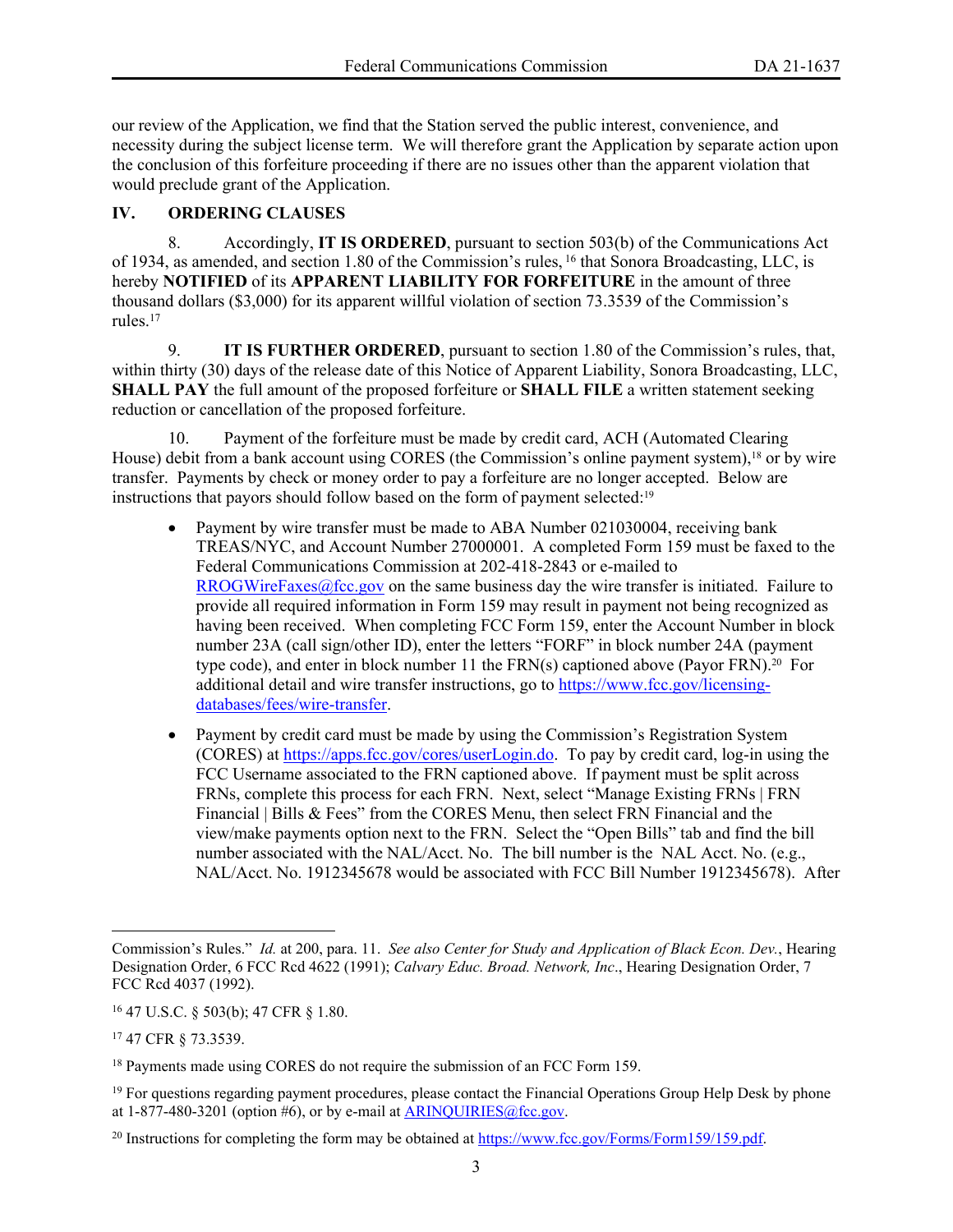our review of the Application, we find that the Station served the public interest, convenience, and necessity during the subject license term. We will therefore grant the Application by separate action upon the conclusion of this forfeiture proceeding if there are no issues other than the apparent violation that would preclude grant of the Application.

## IV. ORDERING CLAUSES

8. Accordingly, **IT IS ORDERED**, pursuant to section 503(b) of the Communications Act of 1934, as amended, and section 1.80 of the Commission's rules,[16] that Sonora Broadcasting, LLC, is hereby **NOTIFIED** of its **APPARENT LIABILITY FOR FORFEITURE** in the amount of three thousand dollars ($3,000) for its apparent willful violation of section 73.3539 of the Commission's rules.[17]

9. **IT IS FURTHER ORDERED**, pursuant to section 1.80 of the Commission's rules, that, within thirty (30) days of the release date of this Notice of Apparent Liability, Sonora Broadcasting, LLC, **SHALL PAY** the full amount of the proposed forfeiture or **SHALL FILE** a written statement seeking reduction or cancellation of the proposed forfeiture.

10. Payment of the forfeiture must be made by credit card, ACH (Automated Clearing House) debit from a bank account using CORES (the Commission's online payment system),[18] or by wire transfer. Payments by check or money order to pay a forfeiture are no longer accepted. Below are instructions that payors should follow based on the form of payment selected:[19]

- Payment by wire transfer must be made to ABA Number 021030004, receiving bank TREAS/NYC, and Account Number 27000001. A completed Form 159 must be faxed to the Federal Communications Commission at 202-418-2843 or e-mailed to RROGWireFaxes@fcc.gov on the same business day the wire transfer is initiated. Failure to provide all required information in Form 159 may result in payment not being recognized as having been received. When completing FCC Form 159, enter the Account Number in block number 23A (call sign/other ID), enter the letters "FORF" in block number 24A (payment type code), and enter in block number 11 the FRN(s) captioned above (Payor FRN).[20] For additional detail and wire transfer instructions, go to https://www.fcc.gov/licensing-databases/fees/wire-transfer.
- Payment by credit card must be made by using the Commission's Registration System (CORES) at https://apps.fcc.gov/cores/userLogin.do. To pay by credit card, log-in using the FCC Username associated to the FRN captioned above. If payment must be split across FRNs, complete this process for each FRN. Next, select "Manage Existing FRNs | FRN Financial | Bills & Fees" from the CORES Menu, then select FRN Financial and the view/make payments option next to the FRN. Select the "Open Bills" tab and find the bill number associated with the NAL/Acct. No. The bill number is the NAL Acct. No. (e.g., NAL/Acct. No. 1912345678 would be associated with FCC Bill Number 1912345678). After

---

Commission's Rules." *Id.* at 200, para. 11. *See also Center for Study and Application of Black Econ. Dev.*, Hearing Designation Order, 6 FCC Rcd 4622 (1991); *Calvary Educ. Broad. Network, Inc*., Hearing Designation Order, 7 FCC Rcd 4037 (1992).

[16] 47 U.S.C. § 503(b); 47 CFR § 1.80.

[17] 47 CFR § 73.3539.

[18] Payments made using CORES do not require the submission of an FCC Form 159.

[19] For questions regarding payment procedures, please contact the Financial Operations Group Help Desk by phone at 1-877-480-3201 (option #6), or by e-mail at ARINQUIRIES@fcc.gov.

[20] Instructions for completing the form may be obtained at https://www.fcc.gov/Forms/Form159/159.pdf.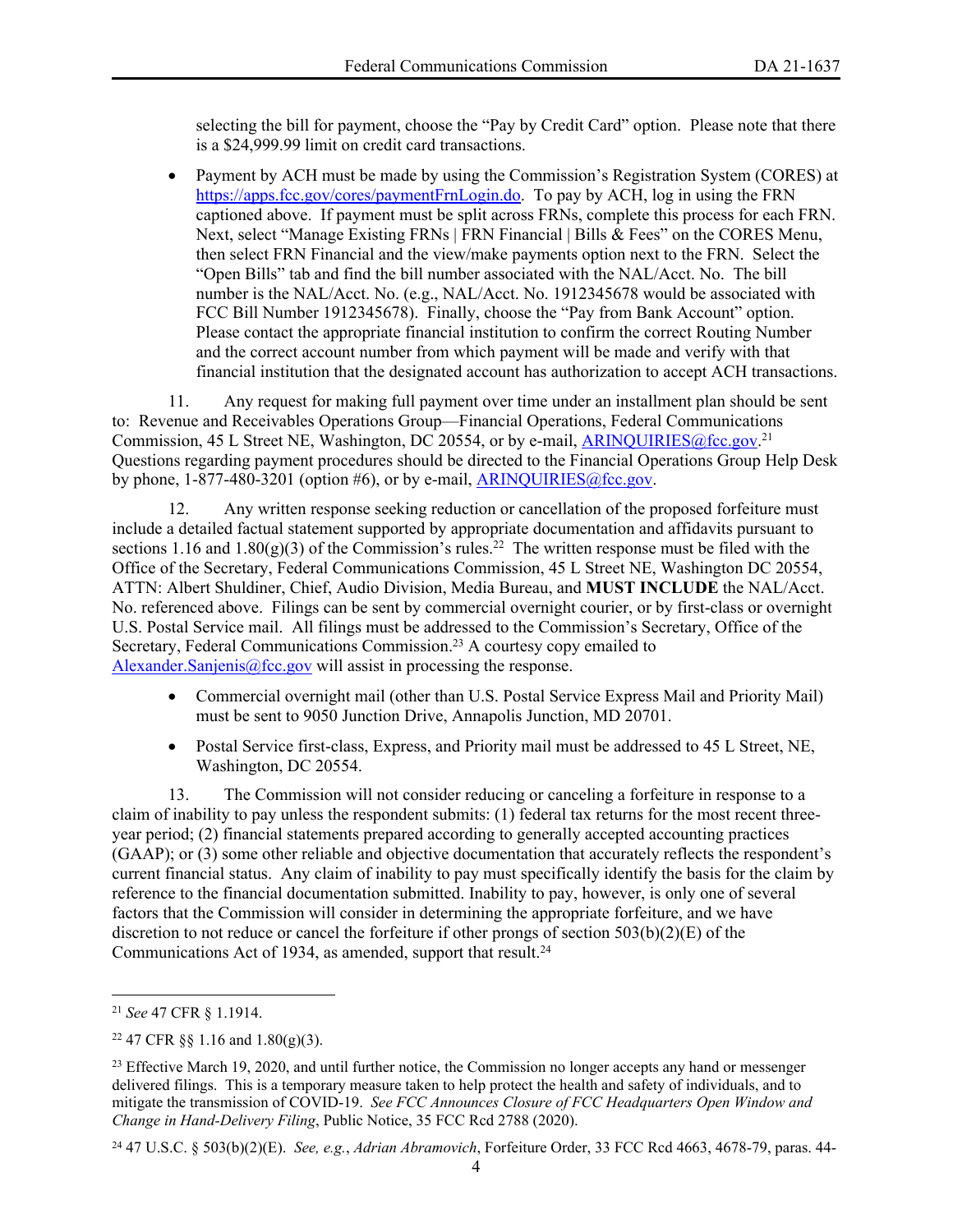selecting the bill for payment, choose the "Pay by Credit Card" option. Please note that there is a $24,999.99 limit on credit card transactions.

- Payment by ACH must be made by using the Commission's Registration System (CORES) at https://apps.fcc.gov/cores/paymentFrnLogin.do. To pay by ACH, log in using the FRN captioned above. If payment must be split across FRNs, complete this process for each FRN. Next, select "Manage Existing FRNs | FRN Financial | Bills & Fees" on the CORES Menu, then select FRN Financial and the view/make payments option next to the FRN. Select the "Open Bills" tab and find the bill number associated with the NAL/Acct. No. The bill number is the NAL/Acct. No. (e.g., NAL/Acct. No. 1912345678 would be associated with FCC Bill Number 1912345678). Finally, choose the "Pay from Bank Account" option. Please contact the appropriate financial institution to confirm the correct Routing Number and the correct account number from which payment will be made and verify with that financial institution that the designated account has authorization to accept ACH transactions.

11. Any request for making full payment over time under an installment plan should be sent to: Revenue and Receivables Operations Group—Financial Operations, Federal Communications Commission, 45 L Street NE, Washington, DC 20554, or by e-mail, ARINQUIRIES@fcc.gov.[21] Questions regarding payment procedures should be directed to the Financial Operations Group Help Desk by phone, 1-877-480-3201 (option #6), or by e-mail, ARINQUIRIES@fcc.gov.

12. Any written response seeking reduction or cancellation of the proposed forfeiture must include a detailed factual statement supported by appropriate documentation and affidavits pursuant to sections 1.16 and 1.80(g)(3) of the Commission's rules.[22] The written response must be filed with the Office of the Secretary, Federal Communications Commission, 45 L Street NE, Washington DC 20554, ATTN: Albert Shuldiner, Chief, Audio Division, Media Bureau, and **MUST INCLUDE** the NAL/Acct. No. referenced above. Filings can be sent by commercial overnight courier, or by first-class or overnight U.S. Postal Service mail. All filings must be addressed to the Commission's Secretary, Office of the Secretary, Federal Communications Commission.[23] A courtesy copy emailed to Alexander.Sanjenis@fcc.gov will assist in processing the response.

- Commercial overnight mail (other than U.S. Postal Service Express Mail and Priority Mail) must be sent to 9050 Junction Drive, Annapolis Junction, MD 20701.
- Postal Service first-class, Express, and Priority mail must be addressed to 45 L Street, NE, Washington, DC 20554.

13. The Commission will not consider reducing or canceling a forfeiture in response to a claim of inability to pay unless the respondent submits: (1) federal tax returns for the most recent three-year period; (2) financial statements prepared according to generally accepted accounting practices (GAAP); or (3) some other reliable and objective documentation that accurately reflects the respondent's current financial status. Any claim of inability to pay must specifically identify the basis for the claim by reference to the financial documentation submitted. Inability to pay, however, is only one of several factors that the Commission will consider in determining the appropriate forfeiture, and we have discretion to not reduce or cancel the forfeiture if other prongs of section 503(b)(2)(E) of the Communications Act of 1934, as amended, support that result.[24]

---

[21] *See* 47 CFR § 1.1914.

[22] 47 CFR §§ 1.16 and 1.80(g)(3).

[23] Effective March 19, 2020, and until further notice, the Commission no longer accepts any hand or messenger delivered filings. This is a temporary measure taken to help protect the health and safety of individuals, and to mitigate the transmission of COVID-19. *See FCC Announces Closure of FCC Headquarters Open Window and Change in Hand-Delivery Filing*, Public Notice, 35 FCC Rcd 2788 (2020).

[24] 47 U.S.C. § 503(b)(2)(E). *See, e.g.*, *Adrian Abramovich*, Forfeiture Order, 33 FCC Rcd 4663, 4678-79, paras. 44-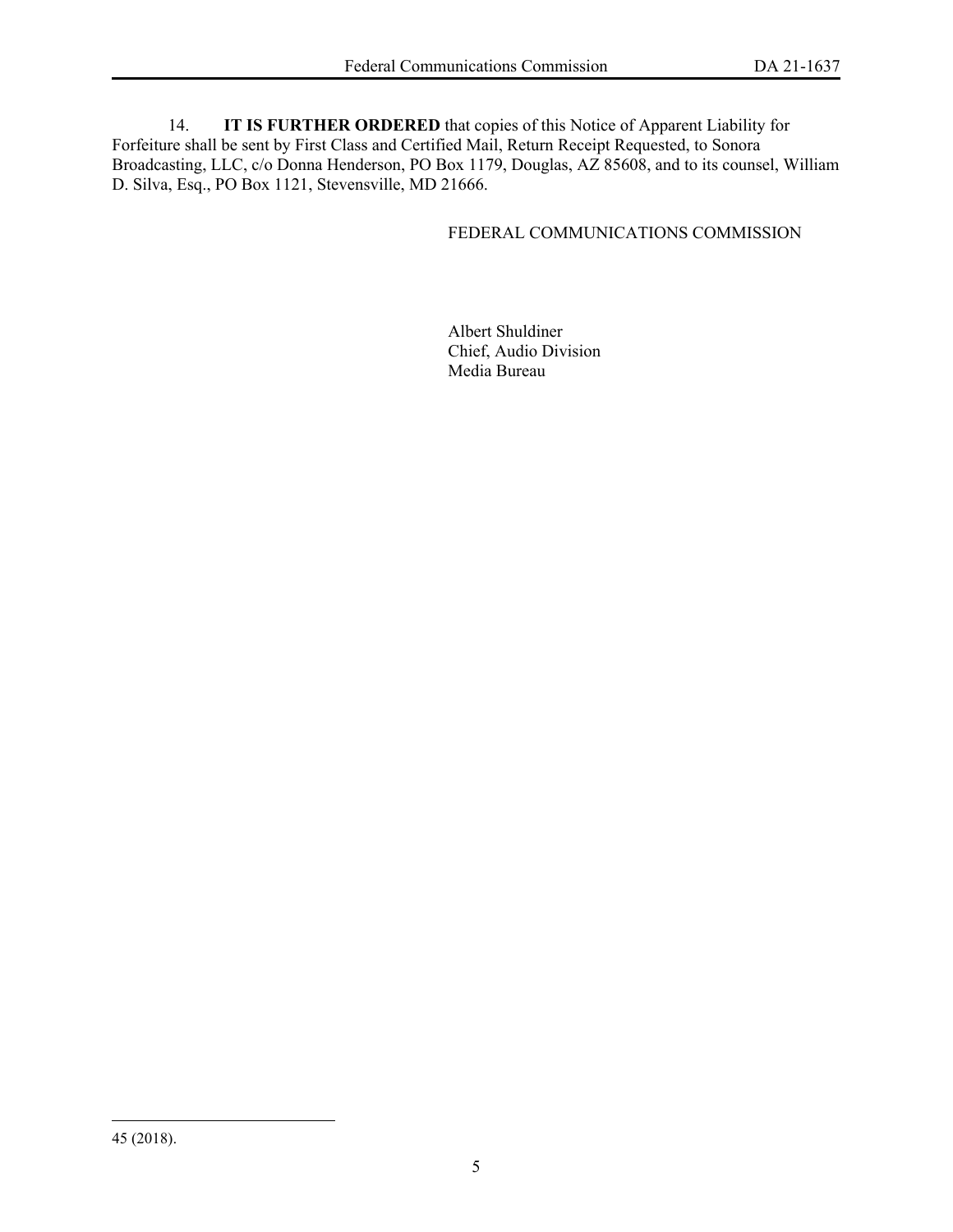14. **IT IS FURTHER ORDERED** that copies of this Notice of Apparent Liability for Forfeiture shall be sent by First Class and Certified Mail, Return Receipt Requested, to Sonora Broadcasting, LLC, c/o Donna Henderson, PO Box 1179, Douglas, AZ 85608, and to its counsel, William D. Silva, Esq., PO Box 1121, Stevensville, MD 21666.

FEDERAL COMMUNICATIONS COMMISSION

Albert Shuldiner
Chief, Audio Division
Media Bureau

---

45 (2018).